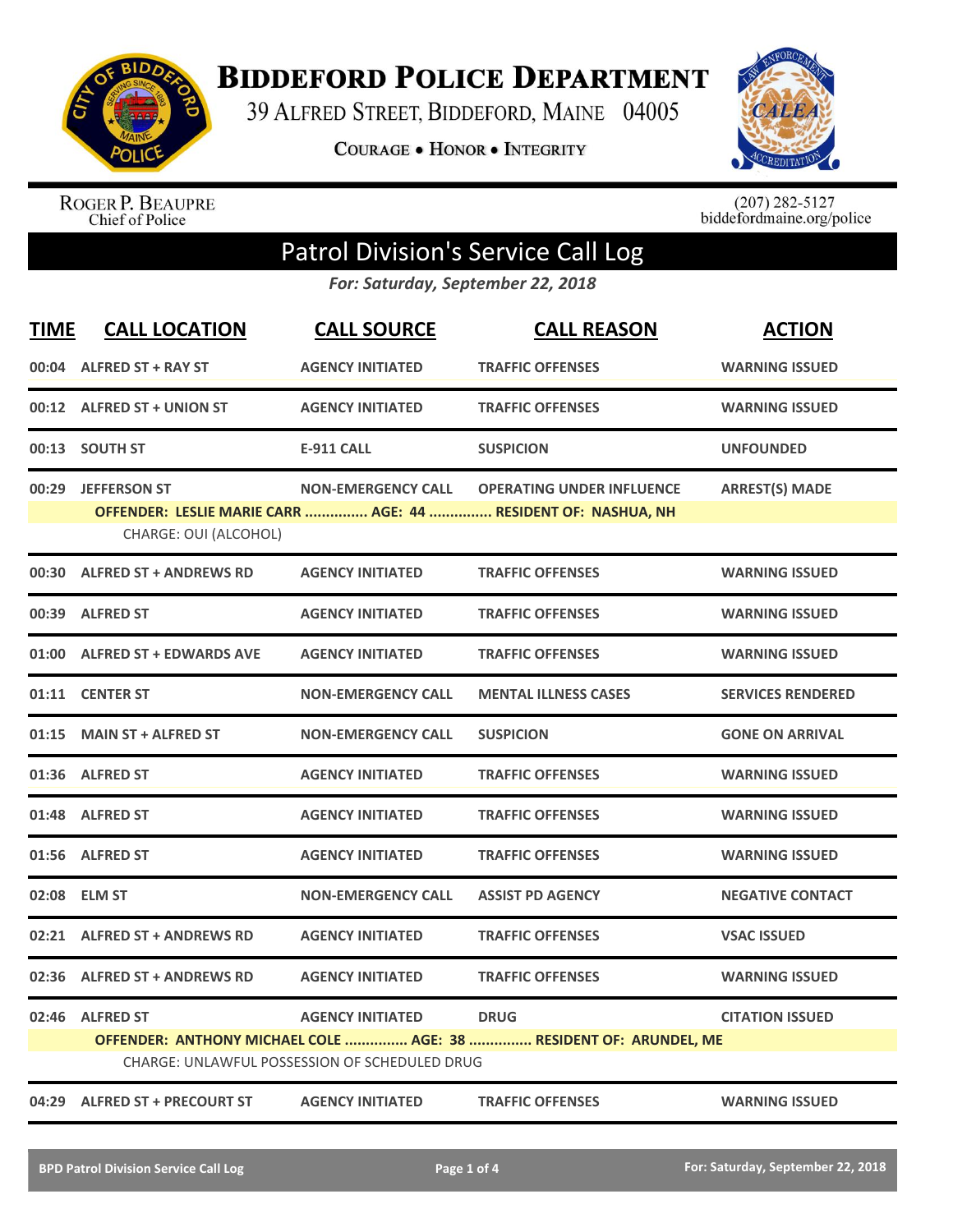# BIDDEFORD POLICE DEPARTMENT

39 ALFRED STREET, BIDDEFORD, MAINE 04005

COURAGE • HONOR • INTEGRITY

ROGER P. BEAUPRE
Chief of Police

(207) 282-5127
biddefordmaine.org/police

## Patrol Division's Service Call Log

*For: Saturday, September 22, 2018*

| TIME | CALL LOCATION | CALL SOURCE | CALL REASON | ACTION |
|---|---|---|---|---|
| 00:04 | ALFRED ST + RAY ST | AGENCY INITIATED | TRAFFIC OFFENSES | WARNING ISSUED |
| 00:12 | ALFRED ST + UNION ST | AGENCY INITIATED | TRAFFIC OFFENSES | WARNING ISSUED |
| 00:13 | SOUTH ST | E-911 CALL | SUSPICION | UNFOUNDED |
| 00:29 | JEFFERSON ST | NON-EMERGENCY CALL | OPERATING UNDER INFLUENCE | ARREST(S) MADE |
| | OFFENDER: LESLIE MARIE CARR ............... AGE: 44 ............... RESIDENT OF: NASHUA, NH | | | |
| | CHARGE: OUI (ALCOHOL) | | | |
| 00:30 | ALFRED ST + ANDREWS RD | AGENCY INITIATED | TRAFFIC OFFENSES | WARNING ISSUED |
| 00:39 | ALFRED ST | AGENCY INITIATED | TRAFFIC OFFENSES | WARNING ISSUED |
| 01:00 | ALFRED ST + EDWARDS AVE | AGENCY INITIATED | TRAFFIC OFFENSES | WARNING ISSUED |
| 01:11 | CENTER ST | NON-EMERGENCY CALL | MENTAL ILLNESS CASES | SERVICES RENDERED |
| 01:15 | MAIN ST + ALFRED ST | NON-EMERGENCY CALL | SUSPICION | GONE ON ARRIVAL |
| 01:36 | ALFRED ST | AGENCY INITIATED | TRAFFIC OFFENSES | WARNING ISSUED |
| 01:48 | ALFRED ST | AGENCY INITIATED | TRAFFIC OFFENSES | WARNING ISSUED |
| 01:56 | ALFRED ST | AGENCY INITIATED | TRAFFIC OFFENSES | WARNING ISSUED |
| 02:08 | ELM ST | NON-EMERGENCY CALL | ASSIST PD AGENCY | NEGATIVE CONTACT |
| 02:21 | ALFRED ST + ANDREWS RD | AGENCY INITIATED | TRAFFIC OFFENSES | VSAC ISSUED |
| 02:36 | ALFRED ST + ANDREWS RD | AGENCY INITIATED | TRAFFIC OFFENSES | WARNING ISSUED |
| 02:46 | ALFRED ST | AGENCY INITIATED | DRUG | CITATION ISSUED |
| | OFFENDER: ANTHONY MICHAEL COLE ............... AGE: 38 ............... RESIDENT OF: ARUNDEL, ME | | | |
| | CHARGE: UNLAWFUL POSSESSION OF SCHEDULED DRUG | | | |
| 04:29 | ALFRED ST + PRECOURT ST | AGENCY INITIATED | TRAFFIC OFFENSES | WARNING ISSUED |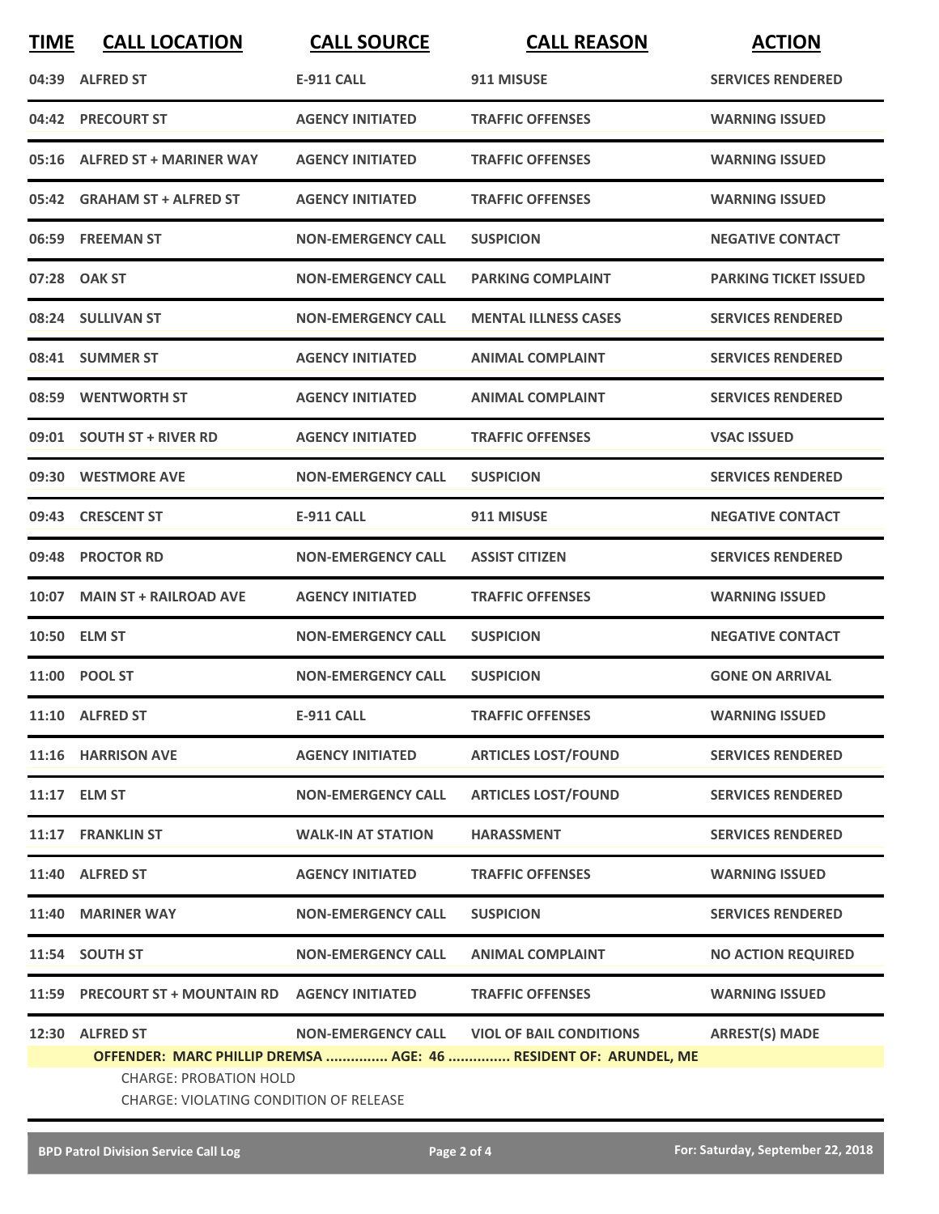| TIME | CALL LOCATION | CALL SOURCE | CALL REASON | ACTION |
|---|---|---|---|---|
| 04:39 | ALFRED ST | E-911 CALL | 911 MISUSE | SERVICES RENDERED |
| 04:42 | PRECOURT ST | AGENCY INITIATED | TRAFFIC OFFENSES | WARNING ISSUED |
| 05:16 | ALFRED ST + MARINER WAY | AGENCY INITIATED | TRAFFIC OFFENSES | WARNING ISSUED |
| 05:42 | GRAHAM ST + ALFRED ST | AGENCY INITIATED | TRAFFIC OFFENSES | WARNING ISSUED |
| 06:59 | FREEMAN ST | NON-EMERGENCY CALL | SUSPICION | NEGATIVE CONTACT |
| 07:28 | OAK ST | NON-EMERGENCY CALL | PARKING COMPLAINT | PARKING TICKET ISSUED |
| 08:24 | SULLIVAN ST | NON-EMERGENCY CALL | MENTAL ILLNESS CASES | SERVICES RENDERED |
| 08:41 | SUMMER ST | AGENCY INITIATED | ANIMAL COMPLAINT | SERVICES RENDERED |
| 08:59 | WENTWORTH ST | AGENCY INITIATED | ANIMAL COMPLAINT | SERVICES RENDERED |
| 09:01 | SOUTH ST + RIVER RD | AGENCY INITIATED | TRAFFIC OFFENSES | VSAC ISSUED |
| 09:30 | WESTMORE AVE | NON-EMERGENCY CALL | SUSPICION | SERVICES RENDERED |
| 09:43 | CRESCENT ST | E-911 CALL | 911 MISUSE | NEGATIVE CONTACT |
| 09:48 | PROCTOR RD | NON-EMERGENCY CALL | ASSIST CITIZEN | SERVICES RENDERED |
| 10:07 | MAIN ST + RAILROAD AVE | AGENCY INITIATED | TRAFFIC OFFENSES | WARNING ISSUED |
| 10:50 | ELM ST | NON-EMERGENCY CALL | SUSPICION | NEGATIVE CONTACT |
| 11:00 | POOL ST | NON-EMERGENCY CALL | SUSPICION | GONE ON ARRIVAL |
| 11:10 | ALFRED ST | E-911 CALL | TRAFFIC OFFENSES | WARNING ISSUED |
| 11:16 | HARRISON AVE | AGENCY INITIATED | ARTICLES LOST/FOUND | SERVICES RENDERED |
| 11:17 | ELM ST | NON-EMERGENCY CALL | ARTICLES LOST/FOUND | SERVICES RENDERED |
| 11:17 | FRANKLIN ST | WALK-IN AT STATION | HARASSMENT | SERVICES RENDERED |
| 11:40 | ALFRED ST | AGENCY INITIATED | TRAFFIC OFFENSES | WARNING ISSUED |
| 11:40 | MARINER WAY | NON-EMERGENCY CALL | SUSPICION | SERVICES RENDERED |
| 11:54 | SOUTH ST | NON-EMERGENCY CALL | ANIMAL COMPLAINT | NO ACTION REQUIRED |
| 11:59 | PRECOURT ST + MOUNTAIN RD | AGENCY INITIATED | TRAFFIC OFFENSES | WARNING ISSUED |
| 12:30 | ALFRED ST | NON-EMERGENCY CALL | VIOL OF BAIL CONDITIONS | ARREST(S) MADE |

**OFFENDER: MARC PHILLIP DREMSA ............... AGE: 46 ............... RESIDENT OF: ARUNDEL, ME**

CHARGE: PROBATION HOLD

CHARGE: VIOLATING CONDITION OF RELEASE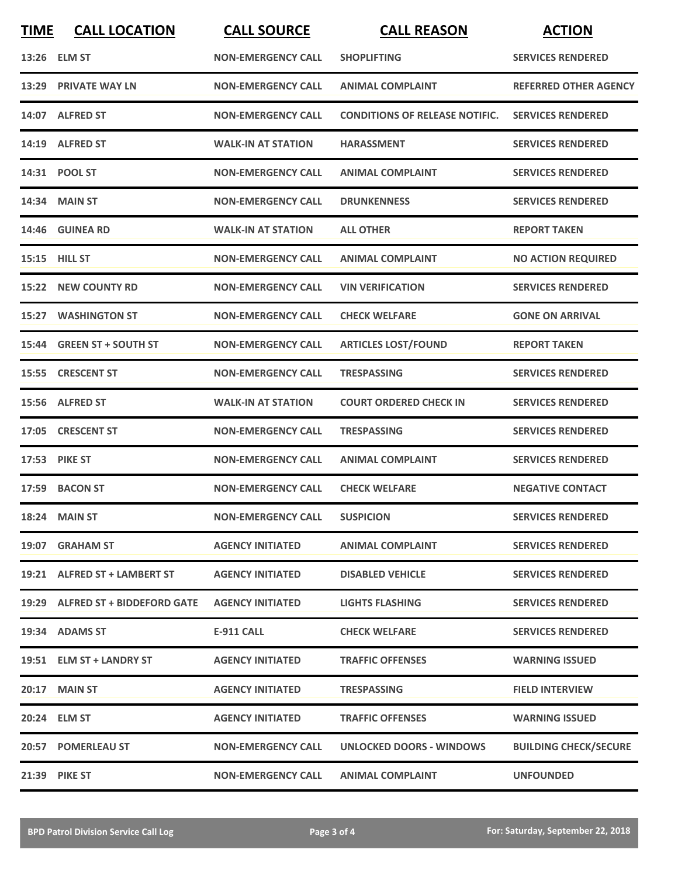| TIME | CALL LOCATION | CALL SOURCE | CALL REASON | ACTION |
|---|---|---|---|---|
| 13:26 | ELM ST | NON-EMERGENCY CALL | SHOPLIFTING | SERVICES RENDERED |
| 13:29 | PRIVATE WAY LN | NON-EMERGENCY CALL | ANIMAL COMPLAINT | REFERRED OTHER AGENCY |
| 14:07 | ALFRED ST | NON-EMERGENCY CALL | CONDITIONS OF RELEASE NOTIFIC. | SERVICES RENDERED |
| 14:19 | ALFRED ST | WALK-IN AT STATION | HARASSMENT | SERVICES RENDERED |
| 14:31 | POOL ST | NON-EMERGENCY CALL | ANIMAL COMPLAINT | SERVICES RENDERED |
| 14:34 | MAIN ST | NON-EMERGENCY CALL | DRUNKENNESS | SERVICES RENDERED |
| 14:46 | GUINEA RD | WALK-IN AT STATION | ALL OTHER | REPORT TAKEN |
| 15:15 | HILL ST | NON-EMERGENCY CALL | ANIMAL COMPLAINT | NO ACTION REQUIRED |
| 15:22 | NEW COUNTY RD | NON-EMERGENCY CALL | VIN VERIFICATION | SERVICES RENDERED |
| 15:27 | WASHINGTON ST | NON-EMERGENCY CALL | CHECK WELFARE | GONE ON ARRIVAL |
| 15:44 | GREEN ST + SOUTH ST | NON-EMERGENCY CALL | ARTICLES LOST/FOUND | REPORT TAKEN |
| 15:55 | CRESCENT ST | NON-EMERGENCY CALL | TRESPASSING | SERVICES RENDERED |
| 15:56 | ALFRED ST | WALK-IN AT STATION | COURT ORDERED CHECK IN | SERVICES RENDERED |
| 17:05 | CRESCENT ST | NON-EMERGENCY CALL | TRESPASSING | SERVICES RENDERED |
| 17:53 | PIKE ST | NON-EMERGENCY CALL | ANIMAL COMPLAINT | SERVICES RENDERED |
| 17:59 | BACON ST | NON-EMERGENCY CALL | CHECK WELFARE | NEGATIVE CONTACT |
| 18:24 | MAIN ST | NON-EMERGENCY CALL | SUSPICION | SERVICES RENDERED |
| 19:07 | GRAHAM ST | AGENCY INITIATED | ANIMAL COMPLAINT | SERVICES RENDERED |
| 19:21 | ALFRED ST + LAMBERT ST | AGENCY INITIATED | DISABLED VEHICLE | SERVICES RENDERED |
| 19:29 | ALFRED ST + BIDDEFORD GATE | AGENCY INITIATED | LIGHTS FLASHING | SERVICES RENDERED |
| 19:34 | ADAMS ST | E-911 CALL | CHECK WELFARE | SERVICES RENDERED |
| 19:51 | ELM ST + LANDRY ST | AGENCY INITIATED | TRAFFIC OFFENSES | WARNING ISSUED |
| 20:17 | MAIN ST | AGENCY INITIATED | TRESPASSING | FIELD INTERVIEW |
| 20:24 | ELM ST | AGENCY INITIATED | TRAFFIC OFFENSES | WARNING ISSUED |
| 20:57 | POMERLEAU ST | NON-EMERGENCY CALL | UNLOCKED DOORS - WINDOWS | BUILDING CHECK/SECURE |
| 21:39 | PIKE ST | NON-EMERGENCY CALL | ANIMAL COMPLAINT | UNFOUNDED |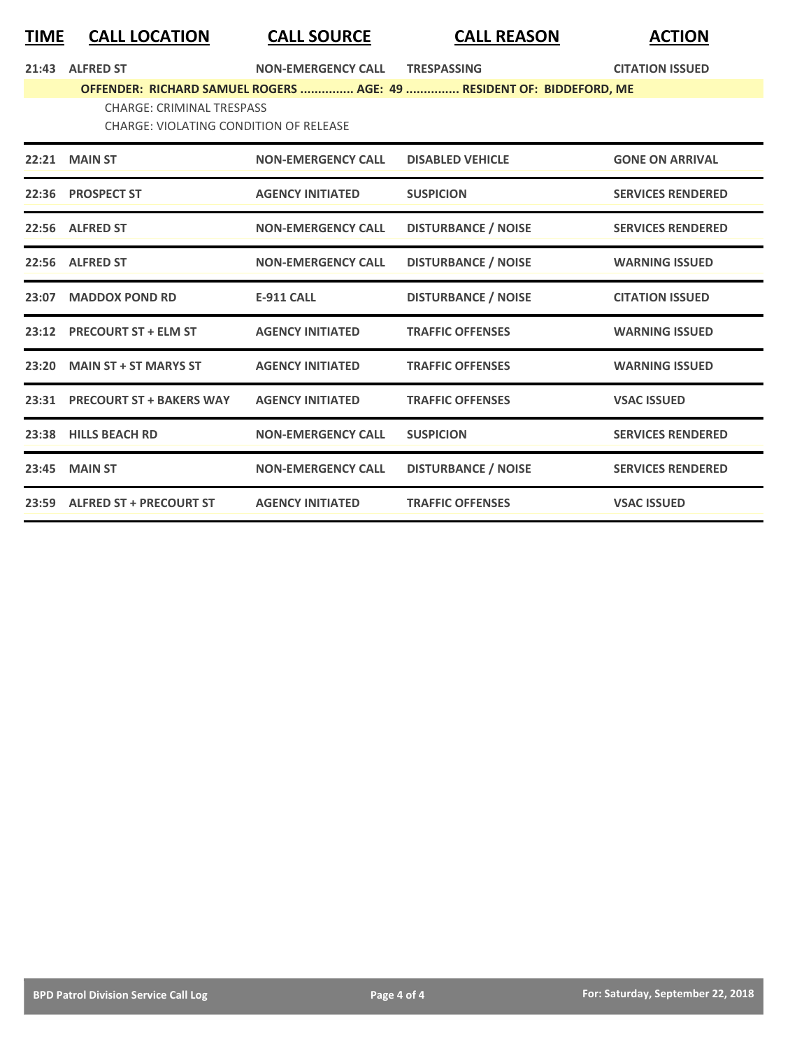| TIME | CALL LOCATION | CALL SOURCE | CALL REASON | ACTION |
|---|---|---|---|---|
| 21:43 | ALFRED ST | NON-EMERGENCY CALL | TRESPASSING | CITATION ISSUED |
| | OFFENDER: RICHARD SAMUEL ROGERS ............... AGE: 49 ............... RESIDENT OF: BIDDEFORD, ME | | | |
| | CHARGE: CRIMINAL TRESPASS | | | |
| | CHARGE: VIOLATING CONDITION OF RELEASE | | | |
| 22:21 | MAIN ST | NON-EMERGENCY CALL | DISABLED VEHICLE | GONE ON ARRIVAL |
| 22:36 | PROSPECT ST | AGENCY INITIATED | SUSPICION | SERVICES RENDERED |
| 22:56 | ALFRED ST | NON-EMERGENCY CALL | DISTURBANCE / NOISE | SERVICES RENDERED |
| 22:56 | ALFRED ST | NON-EMERGENCY CALL | DISTURBANCE / NOISE | WARNING ISSUED |
| 23:07 | MADDOX POND RD | E-911 CALL | DISTURBANCE / NOISE | CITATION ISSUED |
| 23:12 | PRECOURT ST + ELM ST | AGENCY INITIATED | TRAFFIC OFFENSES | WARNING ISSUED |
| 23:20 | MAIN ST + ST MARYS ST | AGENCY INITIATED | TRAFFIC OFFENSES | WARNING ISSUED |
| 23:31 | PRECOURT ST + BAKERS WAY | AGENCY INITIATED | TRAFFIC OFFENSES | VSAC ISSUED |
| 23:38 | HILLS BEACH RD | NON-EMERGENCY CALL | SUSPICION | SERVICES RENDERED |
| 23:45 | MAIN ST | NON-EMERGENCY CALL | DISTURBANCE / NOISE | SERVICES RENDERED |
| 23:59 | ALFRED ST + PRECOURT ST | AGENCY INITIATED | TRAFFIC OFFENSES | VSAC ISSUED |